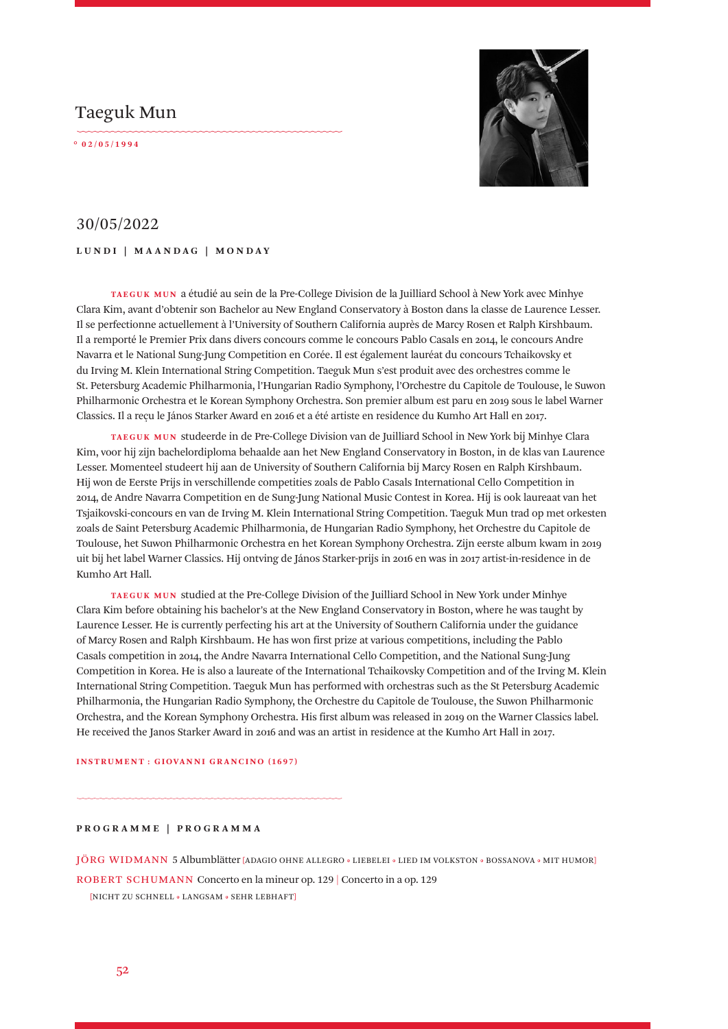## Taeguk Mun

° 02/05/1994

## 30/05/2022

**LUNDI | MAANDAG | MONDAY**

**TAEGUK MUN** a étudié au sein de la Pre-College Division de la Juilliard School à New York avec Minhye Clara Kim, avant d'obtenir son Bachelor au New England Conservatory à Boston dans la classe de Laurence Lesser. Il se perfectionne actuellement à l'University of Southern California auprès de Marcy Rosen et Ralph Kirshbaum. Il a remporté le Premier Prix dans divers concours comme le concours Pablo Casals en 2014, le concours Andre Navarra et le National Sung-Jung Competition en Corée. Il est également lauréat du concours Tchaikovsky et du Irving M. Klein International String Competition. Taeguk Mun s'est produit avec des orchestres comme le St. Petersburg Academic Philharmonia, l'Hungarian Radio Symphony, l'Orchestre du Capitole de Toulouse, le Suwon Philharmonic Orchestra et le Korean Symphony Orchestra. Son premier album est paru en 2019 sous le label Warner Classics. Il a reçu le János Starker Award en 2016 et a été artiste en residence du Kumho Art Hall en 2017.

**TAEGUK MUN** studeerde in de Pre-College Division van de Juilliard School in New York bij Minhye Clara Kim, voor hij zijn bachelordiploma behaalde aan het New England Conservatory in Boston, in de klas van Laurence Lesser. Momenteel studeert hij aan de University of Southern California bij Marcy Rosen en Ralph Kirshbaum. Hij won de Eerste Prijs in verschillende competities zoals de Pablo Casals International Cello Competition in 2014, de Andre Navarra Competition en de Sung-Jung National Music Contest in Korea. Hij is ook laureaat van het Tsjaikovski-concours en van de Irving M. Klein International String Competition. Taeguk Mun trad op met orkesten zoals de Saint Petersburg Academic Philharmonia, de Hungarian Radio Symphony, het Orchestre du Capitole de Toulouse, het Suwon Philharmonic Orchestra en het Korean Symphony Orchestra. Zijn eerste album kwam in 2019 uit bij het label Warner Classics. Hij ontving de János Starker-prijs in 2016 en was in 2017 artist-in-residence in de Kumho Art Hall.

**TAEGUK MUN** studied at the Pre-College Division of the Juilliard School in New York under Minhye Clara Kim before obtaining his bachelor's at the New England Conservatory in Boston, where he was taught by Laurence Lesser. He is currently perfecting his art at the University of Southern California under the guidance of Marcy Rosen and Ralph Kirshbaum. He has won first prize at various competitions, including the Pablo Casals competition in 2014, the Andre Navarra International Cello Competition, and the National Sung-Jung Competition in Korea. He is also a laureate of the International Tchaikovsky Competition and of the Irving M. Klein International String Competition. Taeguk Mun has performed with orchestras such as the St Petersburg Academic Philharmonia, the Hungarian Radio Symphony, the Orchestre du Capitole de Toulouse, the Suwon Philharmonic Orchestra, and the Korean Symphony Orchestra. His first album was released in 2019 on the Warner Classics label. He received the Janos Starker Award in 2016 and was an artist in residence at the Kumho Art Hall in 2017.

**INSTRUMENT : GIOVANNI GRANCINO (1697)**

**PROGRAMME | PROGRAMMA**

JÖRG WIDMANN 5 Albumblätter [ADAGIO OHNE ALLEGRO ◦ LIEBELEI ◦ LIED IM VOLKSTON ◦ BOSSANOVA ◦ MIT HUMOR]

ROBERT SCHUMANN Concerto en la mineur op. 129 | Concerto in a op. 129
[NICHT ZU SCHNELL ◦ LANGSAM ◦ SEHR LEBHAFT]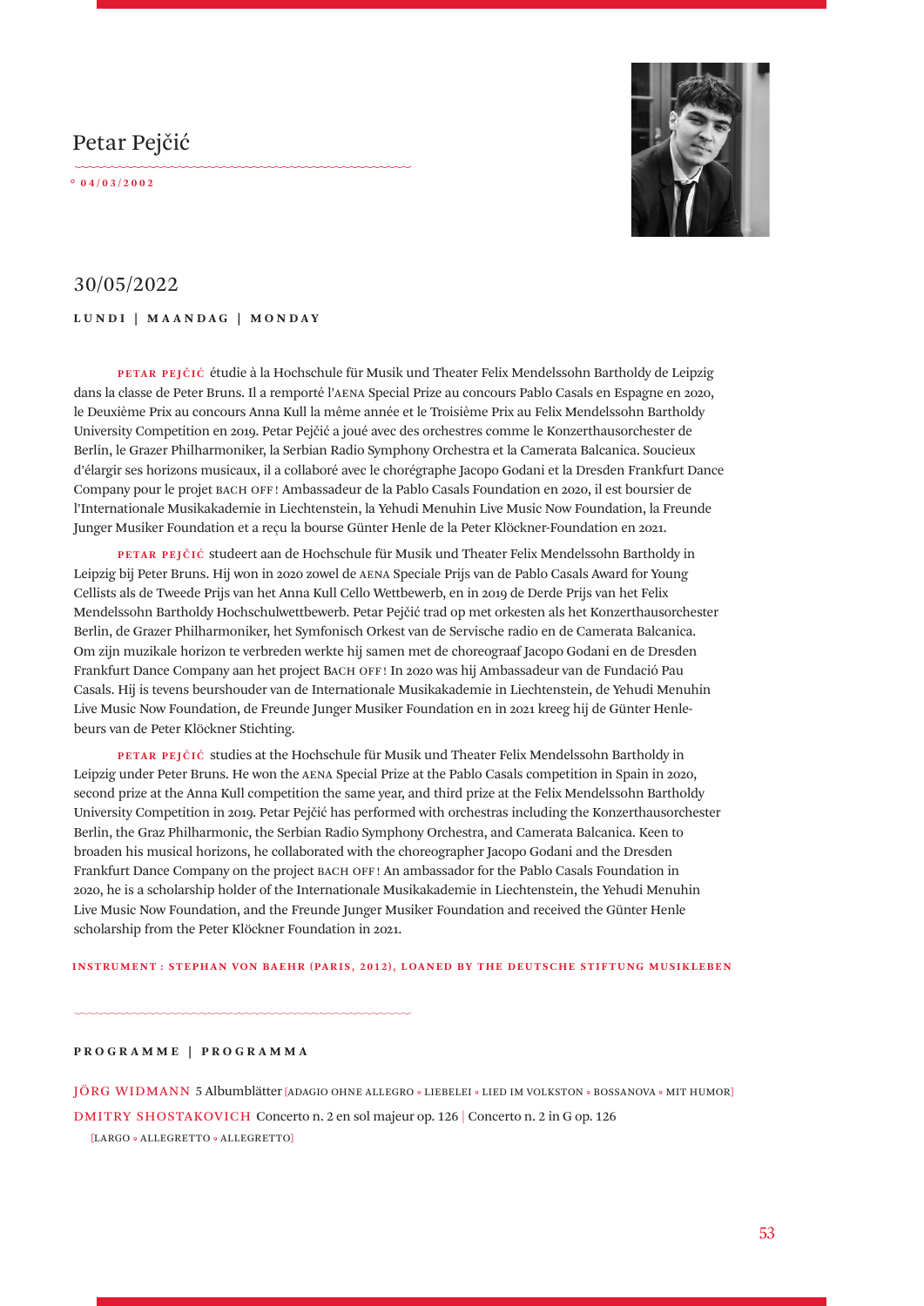# Petar Pejčić

° 04/03/2002

## 30/05/2022

**LUNDI | MAANDAG | MONDAY**

**PETAR PEJČIĆ** étudie à la Hochschule für Musik und Theater Felix Mendelssohn Bartholdy de Leipzig dans la classe de Peter Bruns. Il a remporté l'AENA Special Prize au concours Pablo Casals en Espagne en 2020, le Deuxième Prix au concours Anna Kull la même année et le Troisième Prix au Felix Mendelssohn Bartholdy University Competition en 2019. Petar Pejčić a joué avec des orchestres comme le Konzerthausorchester de Berlin, le Grazer Philharmoniker, la Serbian Radio Symphony Orchestra et la Camerata Balcanica. Soucieux d'élargir ses horizons musicaux, il a collaboré avec le chorégraphe Jacopo Godani et la Dresden Frankfurt Dance Company pour le projet BACH OFF ! Ambassadeur de la Pablo Casals Foundation en 2020, il est boursier de l'Internationale Musikakademie in Liechtenstein, la Yehudi Menuhin Live Music Now Foundation, la Freunde Junger Musiker Foundation et a reçu la bourse Günter Henle de la Peter Klöckner-Foundation en 2021.

**PETAR PEJČIĆ** studeert aan de Hochschule für Musik und Theater Felix Mendelssohn Bartholdy in Leipzig bij Peter Bruns. Hij won in 2020 zowel de AENA Speciale Prijs van de Pablo Casals Award for Young Cellists als de Tweede Prijs van het Anna Kull Cello Wettbewerb, en in 2019 de Derde Prijs van het Felix Mendelssohn Bartholdy Hochschulwettbewerb. Petar Pejčić trad op met orkesten als het Konzerthausorchester Berlin, de Grazer Philharmoniker, het Symfonisch Orkest van de Servische radio en de Camerata Balcanica. Om zijn muzikale horizon te verbreden werkte hij samen met de choreograaf Jacopo Godani en de Dresden Frankfurt Dance Company aan het project BACH OFF ! In 2020 was hij Ambassadeur van de Fundació Pau Casals. Hij is tevens beurshouder van de Internationale Musikakademie in Liechtenstein, de Yehudi Menuhin Live Music Now Foundation, de Freunde Junger Musiker Foundation en in 2021 kreeg hij de Günter Henle-beurs van de Peter Klöckner Stichting.

**PETAR PEJČIĆ** studies at the Hochschule für Musik und Theater Felix Mendelssohn Bartholdy in Leipzig under Peter Bruns. He won the AENA Special Prize at the Pablo Casals competition in Spain in 2020, second prize at the Anna Kull competition the same year, and third prize at the Felix Mendelssohn Bartholdy University Competition in 2019. Petar Pejčić has performed with orchestras including the Konzerthausorchester Berlin, the Graz Philharmonic, the Serbian Radio Symphony Orchestra, and Camerata Balcanica. Keen to broaden his musical horizons, he collaborated with the choreographer Jacopo Godani and the Dresden Frankfurt Dance Company on the project BACH OFF ! An ambassador for the Pablo Casals Foundation in 2020, he is a scholarship holder of the Internationale Musikakademie in Liechtenstein, the Yehudi Menuhin Live Music Now Foundation, and the Freunde Junger Musiker Foundation and received the Günter Henle scholarship from the Peter Klöckner Foundation in 2021.

INSTRUMENT : STEPHAN VON BAEHR (PARIS, 2012), LOANED BY THE DEUTSCHE STIFTUNG MUSIKLEBEN

**PROGRAMME | PROGRAMMA**

JÖRG WIDMANN 5 Albumblätter [ADAGIO OHNE ALLEGRO ◦ LIEBELEI ◦ LIED IM VOLKSTON ◦ BOSSANOVA ◦ MIT HUMOR]

DMITRY SHOSTAKOVICH Concerto n. 2 en sol majeur op. 126 | Concerto n. 2 in G op. 126
[LARGO ◦ ALLEGRETTO ◦ ALLEGRETTO]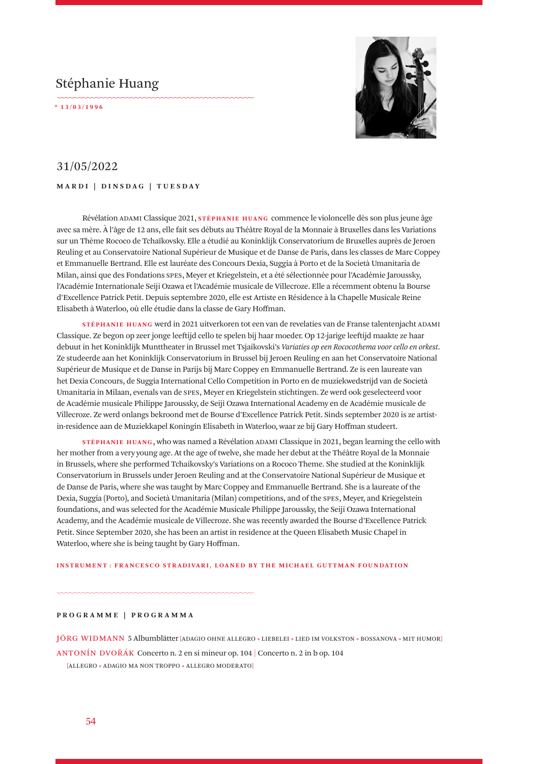# Stéphanie Huang

° 13/03/1996

## 31/05/2022

**MARDI | DINSDAG | TUESDAY**

Révélation ADAMI Classique 2021, **STÉPHANIE HUANG** commence le violoncelle dès son plus jeune âge avec sa mère. À l'âge de 12 ans, elle fait ses débuts au Théâtre Royal de la Monnaie à Bruxelles dans les Variations sur un Thème Rococo de Tchaïkovsky. Elle a étudié au Koninklijk Conservatorium de Bruxelles auprès de Jeroen Reuling et au Conservatoire National Supérieur de Musique et de Danse de Paris, dans les classes de Marc Coppey et Emmanuelle Bertrand. Elle est lauréate des Concours Dexia, Suggia à Porto et de la Società Umanitaria de Milan, ainsi que des Fondations SPES, Meyer et Kriegelstein, et a été sélectionnée pour l'Académie Philippe Jaroussky, l'Académie Internationale Seiji Ozawa et l'Académie musicale de Villecroze. Elle a récemment obtenu la Bourse d'Excellence Patrick Petit. Depuis septembre 2020, elle est Artiste en Résidence à la Chapelle Musicale Reine Elisabeth à Waterloo, où elle étudie dans la classe de Gary Hoffman.

**STÉPHANIE HUANG** werd in 2021 uitverkoren tot een van de revelaties van de Franse talentenjacht ADAMI Classique. Ze begon op zeer jonge leeftijd cello te spelen bij haar moeder. Op 12-jarige leeftijd maakte ze haar debuut in het Koninklijk Munttheater in Brussel met Tsjaikovski's *Variaties op een Rococothema voor cello en orkest*. Ze studeerde aan het Koninklijk Conservatorium in Brussel bij Jeroen Reuling en aan het Conservatoire National Supérieur de Musique et de Danse in Parijs bij Marc Coppey en Emmanuelle Bertrand. Ze is een laureate van het Dexia Concours, de Suggia International Cello Competition in Porto en de muziekwedstrijd van de Società Umanitaria in Milaan, evenals van de SPES, Meyer en Kriegelstein stichtingen. Ze werd ook geselecteerd voor de Académie musicale Philippe Jaroussky, de Seiji Ozawa International Academy en de Académie musicale de Villecroze. Ze werd onlangs bekroond met de Bourse d'Excellence Patrick Petit. Sinds september 2020 is ze artist-in-residence aan de Muziekkapel Koningin Elisabeth in Waterloo, waar ze bij Gary Hoffman studeert.

**STÉPHANIE HUANG**, who was named a Révélation ADAMI Classique in 2021, began learning the cello with her mother from a very young age. At the age of twelve, she made her debut at the Théâtre Royal de la Monnaie in Brussels, where she performed Tchaikovsky's Variations on a Rococo Theme. She studied at the Koninklijk Conservatorium in Brussels under Jeroen Reuling and at the Conservatoire National Supérieur de Musique et de Danse de Paris, where she was taught by Marc Coppey and Emmanuelle Bertrand. She is a laureate of the Dexia, Suggia (Porto), and Società Umanitaria (Milan) competitions, and of the SPES, Meyer, and Kriegelstein foundations, and was selected for the Académie Musicale Philippe Jaroussky, the Seiji Ozawa International Academy, and the Académie musicale de Villecroze. She was recently awarded the Bourse d'Excellence Patrick Petit. Since September 2020, she has been an artist in residence at the Queen Elisabeth Music Chapel in Waterloo, where she is being taught by Gary Hoffman.

INSTRUMENT : FRANCESCO STRADIVARI, LOANED BY THE MICHAEL GUTTMAN FOUNDATION

**PROGRAMME | PROGRAMMA**

JÖRG WIDMANN 5 Albumblätter [ADAGIO OHNE ALLEGRO ◦ LIEBELEI ◦ LIED IM VOLKSTON ◦ BOSSANOVA ◦ MIT HUMOR]

ANTONÍN DVOŘÁK Concerto n. 2 en si mineur op. 104 | Concerto n. 2 in b op. 104
[ALLEGRO ◦ ADAGIO MA NON TROPPO ◦ ALLEGRO MODERATO]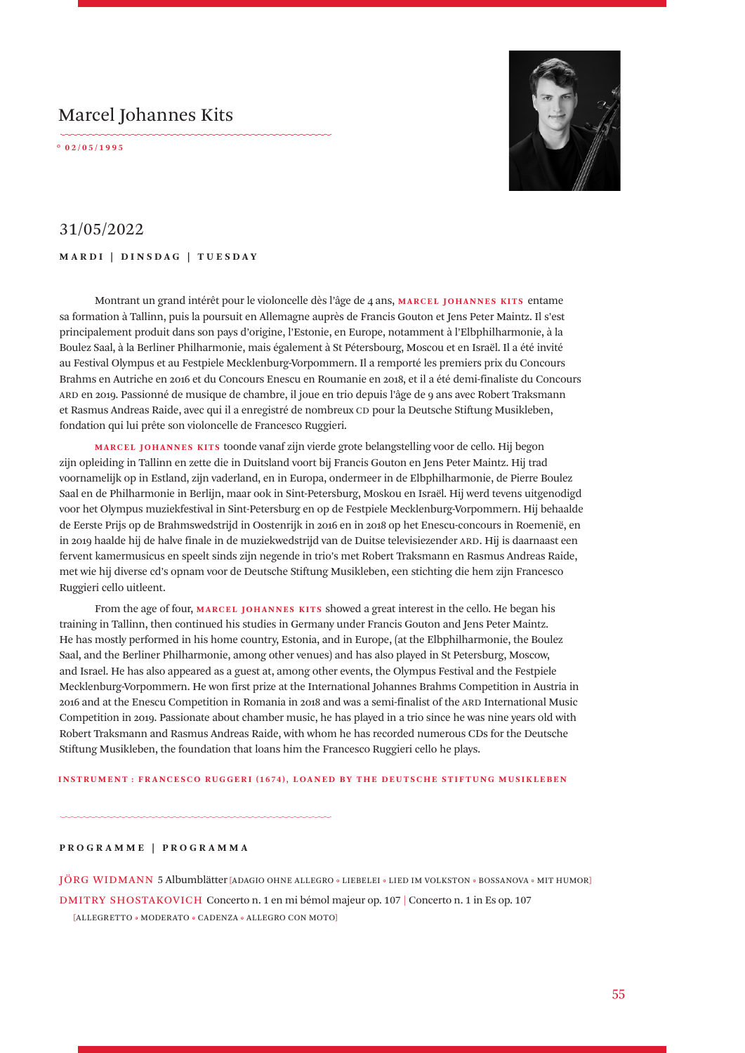## Marcel Johannes Kits

° 02/05/1995

## 31/05/2022

**MARDI | DINSDAG | TUESDAY**

Montrant un grand intérêt pour le violoncelle dès l'âge de 4 ans, **MARCEL JOHANNES KITS** entame sa formation à Tallinn, puis la poursuit en Allemagne auprès de Francis Gouton et Jens Peter Maintz. Il s'est principalement produit dans son pays d'origine, l'Estonie, en Europe, notamment à l'Elbphilharmonie, à la Boulez Saal, à la Berliner Philharmonie, mais également à St Pétersbourg, Moscou et en Israël. Il a été invité au Festival Olympus et au Festpiele Mecklenburg-Vorpommern. Il a remporté les premiers prix du Concours Brahms en Autriche en 2016 et du Concours Enescu en Roumanie en 2018, et il a été demi-finaliste du Concours ARD en 2019. Passionné de musique de chambre, il joue en trio depuis l'âge de 9 ans avec Robert Traksmann et Rasmus Andreas Raide, avec qui il a enregistré de nombreux CD pour la Deutsche Stiftung Musikleben, fondation qui lui prête son violoncelle de Francesco Ruggieri.

**MARCEL JOHANNES KITS** toonde vanaf zijn vierde grote belangstelling voor de cello. Hij begon zijn opleiding in Tallinn en zette die in Duitsland voort bij Francis Gouton en Jens Peter Maintz. Hij trad voornamelijk op in Estland, zijn vaderland, en in Europa, ondermeer in de Elbphilharmonie, de Pierre Boulez Saal en de Philharmonie in Berlijn, maar ook in Sint-Petersburg, Moskou en Israël. Hij werd tevens uitgenodigd voor het Olympus muziekfestival in Sint-Petersburg en op de Festpiele Mecklenburg-Vorpommern. Hij behaalde de Eerste Prijs op de Brahmswedstrijd in Oostenrijk in 2016 en in 2018 op het Enescu-concours in Roemenië, en in 2019 haalde hij de halve finale in de muziekwedstrijd van de Duitse televisiezender ARD. Hij is daarnaast een fervent kamermusicus en speelt sinds zijn negende in trio's met Robert Traksmann en Rasmus Andreas Raide, met wie hij diverse cd's opnam voor de Deutsche Stiftung Musikleben, een stichting die hem zijn Francesco Ruggieri cello uitleent.

From the age of four, **MARCEL JOHANNES KITS** showed a great interest in the cello. He began his training in Tallinn, then continued his studies in Germany under Francis Gouton and Jens Peter Maintz. He has mostly performed in his home country, Estonia, and in Europe, (at the Elbphilharmonie, the Boulez Saal, and the Berliner Philharmonie, among other venues) and has also played in St Petersburg, Moscow, and Israel. He has also appeared as a guest at, among other events, the Olympus Festival and the Festpiele Mecklenburg-Vorpommern. He won first prize at the International Johannes Brahms Competition in Austria in 2016 and at the Enescu Competition in Romania in 2018 and was a semi-finalist of the ARD International Music Competition in 2019. Passionate about chamber music, he has played in a trio since he was nine years old with Robert Traksmann and Rasmus Andreas Raide, with whom he has recorded numerous CDs for the Deutsche Stiftung Musikleben, the foundation that loans him the Francesco Ruggieri cello he plays.

INSTRUMENT : FRANCESCO RUGGERI (1674), LOANED BY THE DEUTSCHE STIFTUNG MUSIKLEBEN

**PROGRAMME | PROGRAMMA**

JÖRG WIDMANN 5 Albumblätter [ADAGIO OHNE ALLEGRO ◦ LIEBELEI ◦ LIED IM VOLKSTON ◦ BOSSANOVA ◦ MIT HUMOR]

DMITRY SHOSTAKOVICH Concerto n. 1 en mi bémol majeur op. 107 | Concerto n. 1 in Es op. 107
[ALLEGRETTO ◦ MODERATO ◦ CADENZA ◦ ALLEGRO CON MOTO]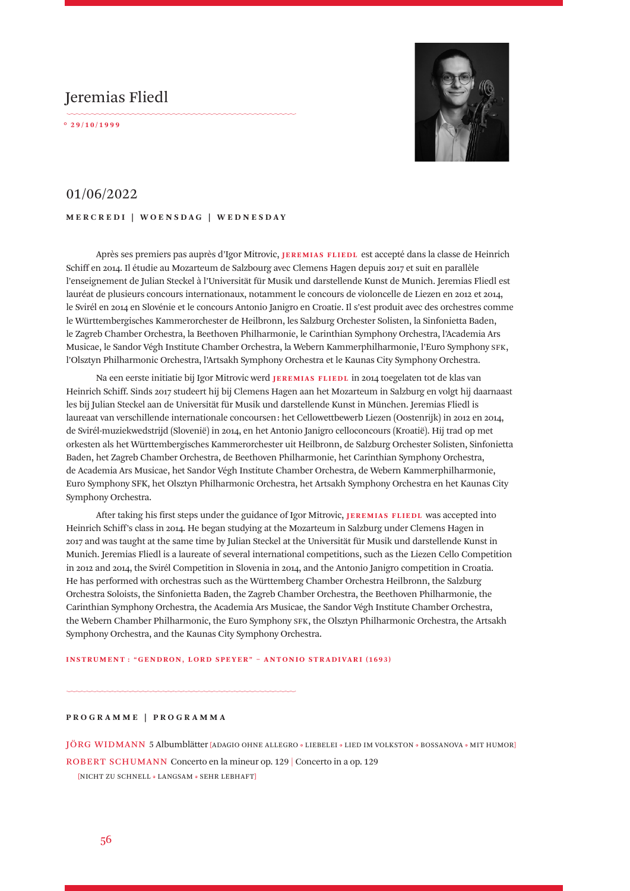# Jeremias Fliedl

° 29/10/1999

## 01/06/2022

**MERCREDI | WOENSDAG | WEDNESDAY**

Après ses premiers pas auprès d'Igor Mitrovic, **JEREMIAS FLIEDL** est accepté dans la classe de Heinrich Schiff en 2014. Il étudie au Mozarteum de Salzbourg avec Clemens Hagen depuis 2017 et suit en parallèle l'enseignement de Julian Steckel à l'Universität für Musik und darstellende Kunst de Munich. Jeremias Fliedl est lauréat de plusieurs concours internationaux, notamment le concours de violoncelle de Liezen en 2012 et 2014, le Svirél en 2014 en Slovénie et le concours Antonio Janigro en Croatie. Il s'est produit avec des orchestres comme le Württembergisches Kammerorchester de Heilbronn, les Salzburg Orchester Solisten, la Sinfonietta Baden, le Zagreb Chamber Orchestra, la Beethoven Philharmonie, le Carinthian Symphony Orchestra, l'Academia Ars Musicae, le Sandor Végh Institute Chamber Orchestra, la Webern Kammerphilharmonie, l'Euro Symphony SFK, l'Olsztyn Philharmonic Orchestra, l'Artsakh Symphony Orchestra et le Kaunas City Symphony Orchestra.

Na een eerste initiatie bij Igor Mitrovic werd **JEREMIAS FLIEDL** in 2014 toegelaten tot de klas van Heinrich Schiff. Sinds 2017 studeert hij bij Clemens Hagen aan het Mozarteum in Salzburg en volgt hij daarnaast les bij Julian Steckel aan de Universität für Musik und darstellende Kunst in München. Jeremias Fliedl is laureaat van verschillende internationale concoursen: het Cellowettbewerb Liezen (Oostenrijk) in 2012 en 2014, de Svirél-muziekwedstrijd (Slovenië) in 2014, en het Antonio Janigro celloconcours (Kroatië). Hij trad op met orkesten als het Württembergisches Kammerorchester uit Heilbronn, de Salzburg Orchester Solisten, Sinfonietta Baden, het Zagreb Chamber Orchestra, de Beethoven Philharmonie, het Carinthian Symphony Orchestra, de Academia Ars Musicae, het Sandor Végh Institute Chamber Orchestra, de Webern Kammerphilharmonie, Euro Symphony SFK, het Olsztyn Philharmonic Orchestra, het Artsakh Symphony Orchestra en het Kaunas City Symphony Orchestra.

After taking his first steps under the guidance of Igor Mitrovic, **JEREMIAS FLIEDL** was accepted into Heinrich Schiff's class in 2014. He began studying at the Mozarteum in Salzburg under Clemens Hagen in 2017 and was taught at the same time by Julian Steckel at the Universität für Musik und darstellende Kunst in Munich. Jeremias Fliedl is a laureate of several international competitions, such as the Liezen Cello Competition in 2012 and 2014, the Svirél Competition in Slovenia in 2014, and the Antonio Janigro competition in Croatia. He has performed with orchestras such as the Württemberg Chamber Orchestra Heilbronn, the Salzburg Orchestra Soloists, the Sinfonietta Baden, the Zagreb Chamber Orchestra, the Beethoven Philharmonie, the Carinthian Symphony Orchestra, the Academia Ars Musicae, the Sandor Végh Institute Chamber Orchestra, the Webern Chamber Philharmonic, the Euro Symphony SFK, the Olsztyn Philharmonic Orchestra, the Artsakh Symphony Orchestra, and the Kaunas City Symphony Orchestra.

INSTRUMENT : "GENDRON, LORD SPEYER" – ANTONIO STRADIVARI (1693)

**PROGRAMME | PROGRAMMA**

JÖRG WIDMANN 5 Albumblätter [ADAGIO OHNE ALLEGRO ◦ LIEBELEI ◦ LIED IM VOLKSTON ◦ BOSSANOVA ◦ MIT HUMOR]

ROBERT SCHUMANN Concerto en la mineur op. 129 | Concerto in a op. 129
[NICHT ZU SCHNELL ◦ LANGSAM ◦ SEHR LEBHAFT]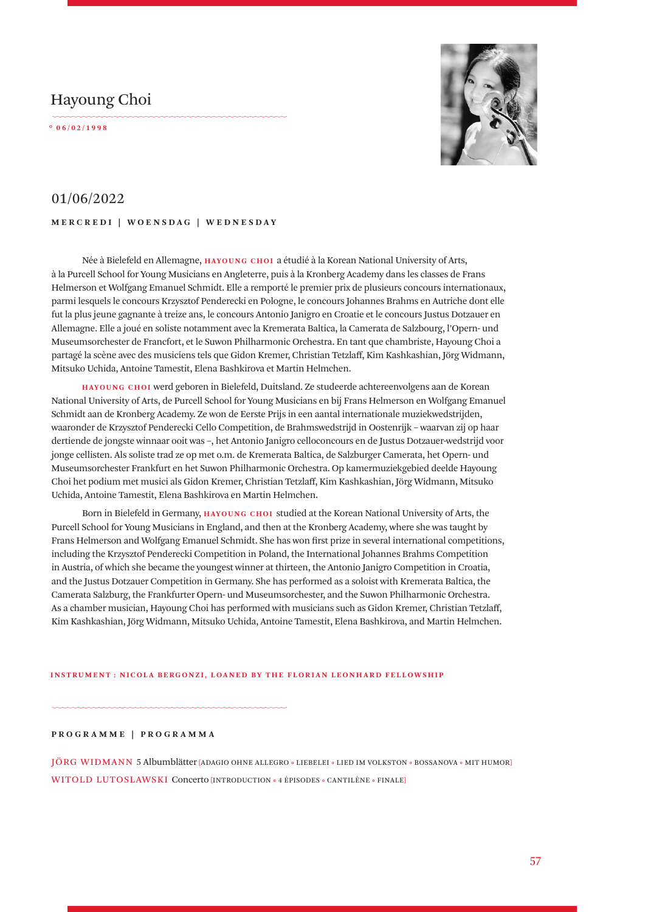# Hayoung Choi

° 06/02/1998

## 01/06/2022

**MERCREDI | WOENSDAG | WEDNESDAY**

Née à Bielefeld en Allemagne, **HAYOUNG CHOI** a étudié à la Korean National University of Arts, à la Purcell School for Young Musicians en Angleterre, puis à la Kronberg Academy dans les classes de Frans Helmerson et Wolfgang Emanuel Schmidt. Elle a remporté le premier prix de plusieurs concours internationaux, parmi lesquels le concours Krzysztof Penderecki en Pologne, le concours Johannes Brahms en Autriche dont elle fut la plus jeune gagnante à treize ans, le concours Antonio Janigro en Croatie et le concours Justus Dotzauer en Allemagne. Elle a joué en soliste notamment avec la Kremerata Baltica, la Camerata de Salzbourg, l'Opern- und Museumsorchester de Francfort, et le Suwon Philharmonic Orchestra. En tant que chambriste, Hayoung Choi a partagé la scène avec des musiciens tels que Gidon Kremer, Christian Tetzlaff, Kim Kashkashian, Jörg Widmann, Mitsuko Uchida, Antoine Tamestit, Elena Bashkirova et Martin Helmchen.

**HAYOUNG CHOI** werd geboren in Bielefeld, Duitsland. Ze studeerde achtereenvolgens aan de Korean National University of Arts, de Purcell School for Young Musicians en bij Frans Helmerson en Wolfgang Emanuel Schmidt aan de Kronberg Academy. Ze won de Eerste Prijs in een aantal internationale muziekwedstrijden, waaronder de Krzysztof Penderecki Cello Competition, de Brahmswedstrijd in Oostenrijk – waarvan zij op haar dertiende de jongste winnaar ooit was –, het Antonio Janigro celloconcours en de Justus Dotzauer-wedstrijd voor jonge cellisten. Als soliste trad ze op met o.m. de Kremerata Baltica, de Salzburger Camerata, het Opern- und Museumsorchester Frankfurt en het Suwon Philharmonic Orchestra. Op kamermuziekgebied deelde Hayoung Choi het podium met musici als Gidon Kremer, Christian Tetzlaff, Kim Kashkashian, Jörg Widmann, Mitsuko Uchida, Antoine Tamestit, Elena Bashkirova en Martin Helmchen.

Born in Bielefeld in Germany, **HAYOUNG CHOI** studied at the Korean National University of Arts, the Purcell School for Young Musicians in England, and then at the Kronberg Academy, where she was taught by Frans Helmerson and Wolfgang Emanuel Schmidt. She has won first prize in several international competitions, including the Krzysztof Penderecki Competition in Poland, the International Johannes Brahms Competition in Austria, of which she became the youngest winner at thirteen, the Antonio Janigro Competition in Croatia, and the Justus Dotzauer Competition in Germany. She has performed as a soloist with Kremerata Baltica, the Camerata Salzburg, the Frankfurter Opern- und Museumsorchester, and the Suwon Philharmonic Orchestra. As a chamber musician, Hayoung Choi has performed with musicians such as Gidon Kremer, Christian Tetzlaff, Kim Kashkashian, Jörg Widmann, Mitsuko Uchida, Antoine Tamestit, Elena Bashkirova, and Martin Helmchen.

INSTRUMENT : NICOLA BERGONZI, LOANED BY THE FLORIAN LEONHARD FELLOWSHIP

**PROGRAMME | PROGRAMMA**

JÖRG WIDMANN 5 Albumblätter [ADAGIO OHNE ALLEGRO ◦ LIEBELEI ◦ LIED IM VOLKSTON ◦ BOSSANOVA ◦ MIT HUMOR]

WITOLD LUTOSLAWSKI Concerto [INTRODUCTION ◦ 4 ÉPISODES ◦ CANTILÈNE ◦ FINALE]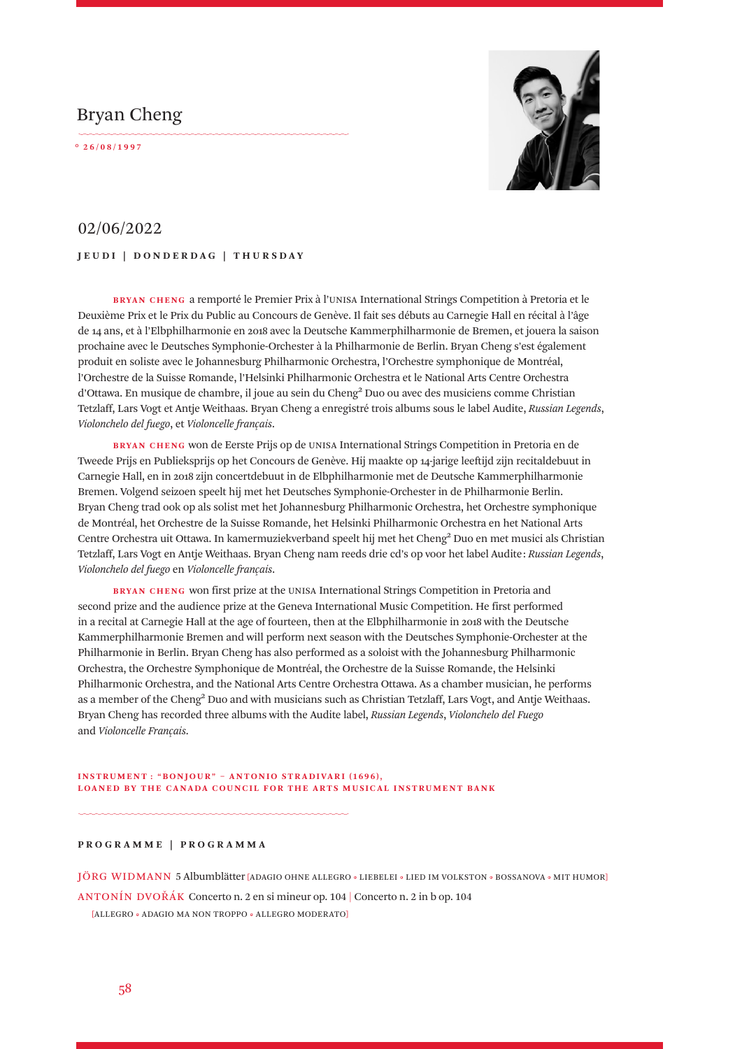# Bryan Cheng

° 26/08/1997

## 02/06/2022

**JEUDI | DONDERDAG | THURSDAY**

**BRYAN CHENG** a remporté le Premier Prix à l'UNISA International Strings Competition à Pretoria et le Deuxième Prix et le Prix du Public au Concours de Genève. Il fait ses débuts au Carnegie Hall en récital à l'âge de 14 ans, et à l'Elbphilharmonie en 2018 avec la Deutsche Kammerphilharmonie de Bremen, et jouera la saison prochaine avec le Deutsches Symphonie-Orchester à la Philharmonie de Berlin. Bryan Cheng s'est également produit en soliste avec le Johannesburg Philharmonic Orchestra, l'Orchestre symphonique de Montréal, l'Orchestre de la Suisse Romande, l'Helsinki Philharmonic Orchestra et le National Arts Centre Orchestra d'Ottawa. En musique de chambre, il joue au sein du Cheng² Duo ou avec des musiciens comme Christian Tetzlaff, Lars Vogt et Antje Weithaas. Bryan Cheng a enregistré trois albums sous le label Audite, *Russian Legends*, *Violonchelo del fuego*, et *Violoncelle français*.

**BRYAN CHENG** won de Eerste Prijs op de UNISA International Strings Competition in Pretoria en de Tweede Prijs en Publieksprijs op het Concours de Genève. Hij maakte op 14-jarige leeftijd zijn recitaldebuut in Carnegie Hall, en in 2018 zijn concertdebuut in de Elbphilharmonie met de Deutsche Kammerphilharmonie Bremen. Volgend seizoen speelt hij met het Deutsches Symphonie-Orchester in de Philharmonie Berlin. Bryan Cheng trad ook op als solist met het Johannesburg Philharmonic Orchestra, het Orchestre symphonique de Montréal, het Orchestre de la Suisse Romande, het Helsinki Philharmonic Orchestra en het National Arts Centre Orchestra uit Ottawa. In kamermuziekverband speelt hij met het Cheng² Duo en met musici als Christian Tetzlaff, Lars Vogt en Antje Weithaas. Bryan Cheng nam reeds drie cd's op voor het label Audite: *Russian Legends*, *Violonchelo del fuego* en *Violoncelle français*.

**BRYAN CHENG** won first prize at the UNISA International Strings Competition in Pretoria and second prize and the audience prize at the Geneva International Music Competition. He first performed in a recital at Carnegie Hall at the age of fourteen, then at the Elbphilharmonie in 2018 with the Deutsche Kammerphilharmonie Bremen and will perform next season with the Deutsches Symphonie-Orchester at the Philharmonie in Berlin. Bryan Cheng has also performed as a soloist with the Johannesburg Philharmonic Orchestra, the Orchestre Symphonique de Montréal, the Orchestre de la Suisse Romande, the Helsinki Philharmonic Orchestra, and the National Arts Centre Orchestra Ottawa. As a chamber musician, he performs as a member of the Cheng² Duo and with musicians such as Christian Tetzlaff, Lars Vogt, and Antje Weithaas. Bryan Cheng has recorded three albums with the Audite label, *Russian Legends*, *Violonchelo del Fuego* and *Violoncelle Français*.

INSTRUMENT : "BONJOUR" – ANTONIO STRADIVARI (1696),
LOANED BY THE CANADA COUNCIL FOR THE ARTS MUSICAL INSTRUMENT BANK

**PROGRAMME | PROGRAMMA**

JÖRG WIDMANN 5 Albumblätter [ADAGIO OHNE ALLEGRO • LIEBELEI • LIED IM VOLKSTON • BOSSANOVA • MIT HUMOR]

ANTONÍN DVOŘÁK Concerto n. 2 en si mineur op. 104 | Concerto n. 2 in b op. 104
[ALLEGRO • ADAGIO MA NON TROPPO • ALLEGRO MODERATO]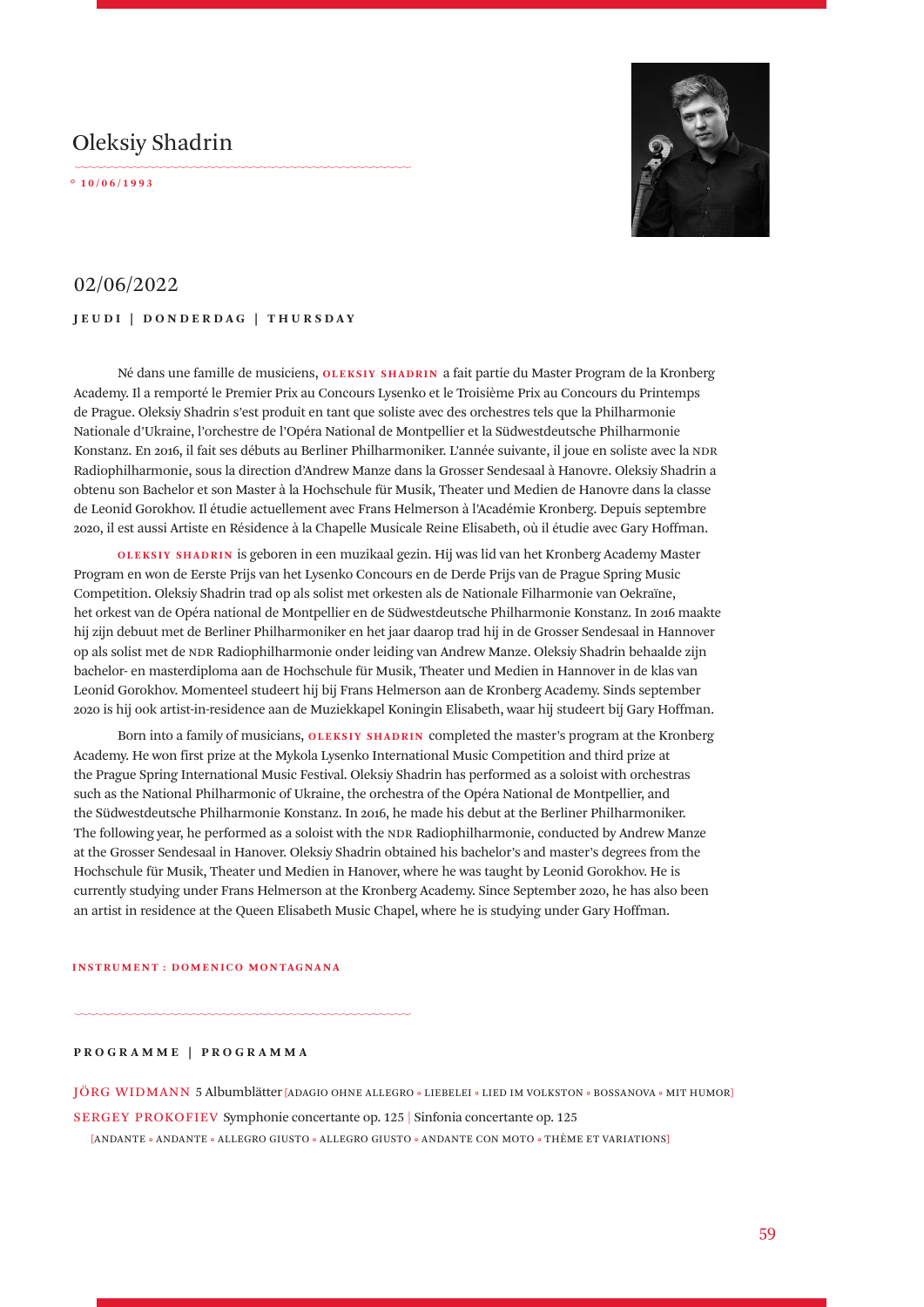# Oleksiy Shadrin

° 10/06/1993

## 02/06/2022

**JEUDI | DONDERDAG | THURSDAY**

Né dans une famille de musiciens, **OLEKSIY SHADRIN** a fait partie du Master Program de la Kronberg Academy. Il a remporté le Premier Prix au Concours Lysenko et le Troisième Prix au Concours du Printemps de Prague. Oleksiy Shadrin s'est produit en tant que soliste avec des orchestres tels que la Philharmonie Nationale d'Ukraine, l'orchestre de l'Opéra National de Montpellier et la Südwestdeutsche Philharmonie Konstanz. En 2016, il fait ses débuts au Berliner Philharmoniker. L'année suivante, il joue en soliste avec la NDR Radiophilharmonie, sous la direction d'Andrew Manze dans la Grosser Sendesaal à Hanovre. Oleksiy Shadrin a obtenu son Bachelor et son Master à la Hochschule für Musik, Theater und Medien de Hanovre dans la classe de Leonid Gorokhov. Il étudie actuellement avec Frans Helmerson à l'Académie Kronberg. Depuis septembre 2020, il est aussi Artiste en Résidence à la Chapelle Musicale Reine Elisabeth, où il étudie avec Gary Hoffman.

**OLEKSIY SHADRIN** is geboren in een muzikaal gezin. Hij was lid van het Kronberg Academy Master Program en won de Eerste Prijs van het Lysenko Concours en de Derde Prijs van de Prague Spring Music Competition. Oleksiy Shadrin trad op als solist met orkesten als de Nationale Filharmonie van Oekraïne, het orkest van de Opéra national de Montpellier en de Südwestdeutsche Philharmonie Konstanz. In 2016 maakte hij zijn debuut met de Berliner Philharmoniker en het jaar daarop trad hij in de Grosser Sendesaal in Hannover op als solist met de NDR Radiophilharmonie onder leiding van Andrew Manze. Oleksiy Shadrin behaalde zijn bachelor- en masterdiploma aan de Hochschule für Musik, Theater und Medien in Hannover in de klas van Leonid Gorokhov. Momenteel studeert hij bij Frans Helmerson aan de Kronberg Academy. Sinds september 2020 is hij ook artist-in-residence aan de Muziekkapel Koningin Elisabeth, waar hij studeert bij Gary Hoffman.

Born into a family of musicians, **OLEKSIY SHADRIN** completed the master's program at the Kronberg Academy. He won first prize at the Mykola Lysenko International Music Competition and third prize at the Prague Spring International Music Festival. Oleksiy Shadrin has performed as a soloist with orchestras such as the National Philharmonic of Ukraine, the orchestra of the Opéra National de Montpellier, and the Südwestdeutsche Philharmonie Konstanz. In 2016, he made his debut at the Berliner Philharmoniker. The following year, he performed as a soloist with the NDR Radiophilharmonie, conducted by Andrew Manze at the Grosser Sendesaal in Hanover. Oleksiy Shadrin obtained his bachelor's and master's degrees from the Hochschule für Musik, Theater und Medien in Hanover, where he was taught by Leonid Gorokhov. He is currently studying under Frans Helmerson at the Kronberg Academy. Since September 2020, he has also been an artist in residence at the Queen Elisabeth Music Chapel, where he is studying under Gary Hoffman.

INSTRUMENT : DOMENICO MONTAGNANA

**PROGRAMME | PROGRAMMA**

JÖRG WIDMANN 5 Albumblätter [ADAGIO OHNE ALLEGRO ◦ LIEBELEI ◦ LIED IM VOLKSTON ◦ BOSSANOVA ◦ MIT HUMOR]

SERGEY PROKOFIEV Symphonie concertante op. 125 | Sinfonia concertante op. 125
[ANDANTE ◦ ANDANTE ◦ ALLEGRO GIUSTO ◦ ALLEGRO GIUSTO ◦ ANDANTE CON MOTO ◦ THÈME ET VARIATIONS]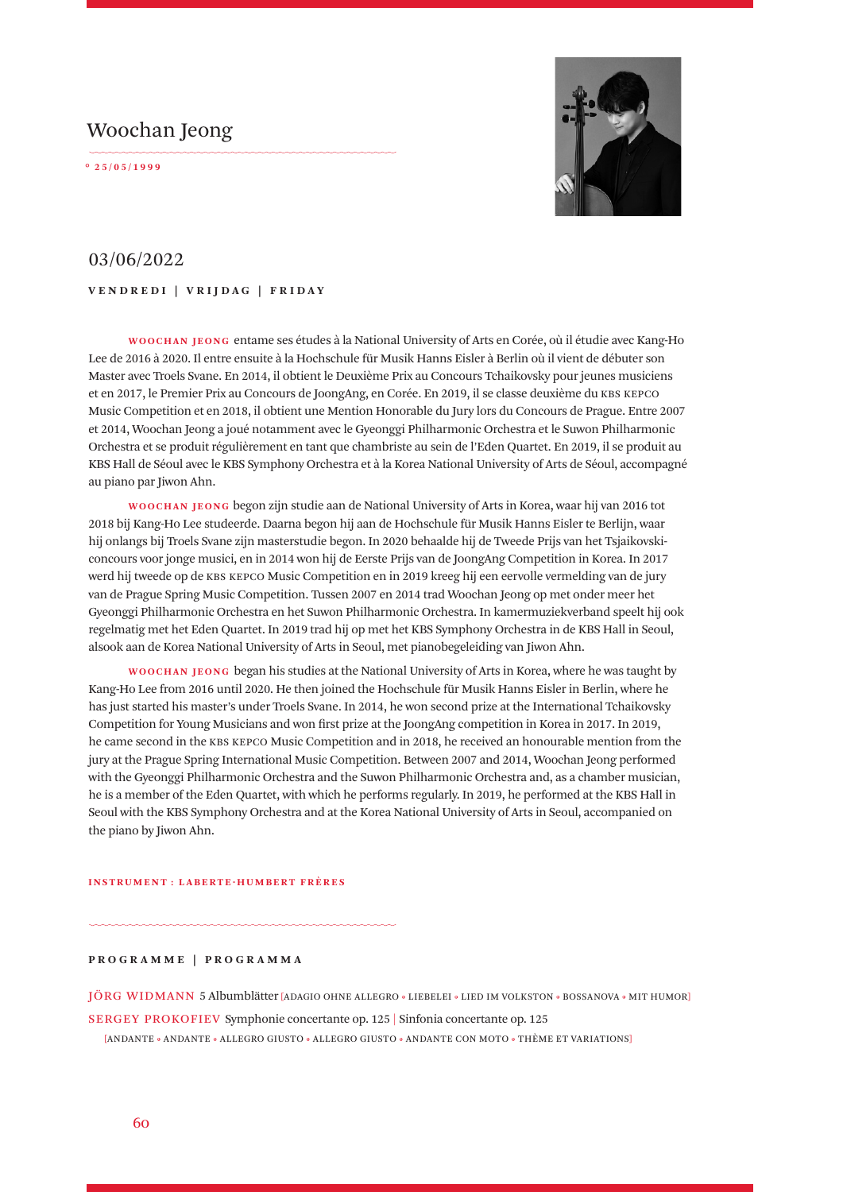# Woochan Jeong

° 25/05/1999

## 03/06/2022

**VENDREDI | VRIJDAG | FRIDAY**

**WOOCHAN JEONG** entame ses études à la National University of Arts en Corée, où il étudie avec Kang-Ho Lee de 2016 à 2020. Il entre ensuite à la Hochschule für Musik Hanns Eisler à Berlin où il vient de débuter son Master avec Troels Svane. En 2014, il obtient le Deuxième Prix au Concours Tchaikovsky pour jeunes musiciens et en 2017, le Premier Prix au Concours de JoongAng, en Corée. En 2019, il se classe deuxième du KBS KEPCO Music Competition et en 2018, il obtient une Mention Honorable du Jury lors du Concours de Prague. Entre 2007 et 2014, Woochan Jeong a joué notamment avec le Gyeonggi Philharmonic Orchestra et le Suwon Philharmonic Orchestra et se produit régulièrement en tant que chambriste au sein de l'Eden Quartet. En 2019, il se produit au KBS Hall de Séoul avec le KBS Symphony Orchestra et à la Korea National University of Arts de Séoul, accompagné au piano par Jiwon Ahn.

**WOOCHAN JEONG** begon zijn studie aan de National University of Arts in Korea, waar hij van 2016 tot 2018 bij Kang-Ho Lee studeerde. Daarna begon hij aan de Hochschule für Musik Hanns Eisler te Berlijn, waar hij onlangs bij Troels Svane zijn masterstudie begon. In 2020 behaalde hij de Tweede Prijs van het Tsjaikovski-concours voor jonge musici, en in 2014 won hij de Eerste Prijs van de JoongAng Competition in Korea. In 2017 werd hij tweede op de KBS KEPCO Music Competition en in 2019 kreeg hij een eervolle vermelding van de jury van de Prague Spring Music Competition. Tussen 2007 en 2014 trad Woochan Jeong op met onder meer het Gyeonggi Philharmonic Orchestra en het Suwon Philharmonic Orchestra. In kamermuziekverband speelt hij ook regelmatig met het Eden Quartet. In 2019 trad hij op met het KBS Symphony Orchestra in de KBS Hall in Seoul, alsook aan de Korea National University of Arts in Seoul, met pianobegeleiding van Jiwon Ahn.

**WOOCHAN JEONG** began his studies at the National University of Arts in Korea, where he was taught by Kang-Ho Lee from 2016 until 2020. He then joined the Hochschule für Musik Hanns Eisler in Berlin, where he has just started his master's under Troels Svane. In 2014, he won second prize at the International Tchaikovsky Competition for Young Musicians and won first prize at the JoongAng competition in Korea in 2017. In 2019, he came second in the KBS KEPCO Music Competition and in 2018, he received an honourable mention from the jury at the Prague Spring International Music Competition. Between 2007 and 2014, Woochan Jeong performed with the Gyeonggi Philharmonic Orchestra and the Suwon Philharmonic Orchestra and, as a chamber musician, he is a member of the Eden Quartet, with which he performs regularly. In 2019, he performed at the KBS Hall in Seoul with the KBS Symphony Orchestra and at the Korea National University of Arts in Seoul, accompanied on the piano by Jiwon Ahn.

**INSTRUMENT : LABERTE-HUMBERT FRÈRES**

**PROGRAMME | PROGRAMMA**

JÖRG WIDMANN 5 Albumblätter [ADAGIO OHNE ALLEGRO ◦ LIEBELEI ◦ LIED IM VOLKSTON ◦ BOSSANOVA ◦ MIT HUMOR]

SERGEY PROKOFIEV Symphonie concertante op. 125 | Sinfonia concertante op. 125
[ANDANTE ◦ ANDANTE ◦ ALLEGRO GIUSTO ◦ ALLEGRO GIUSTO ◦ ANDANTE CON MOTO ◦ THÈME ET VARIATIONS]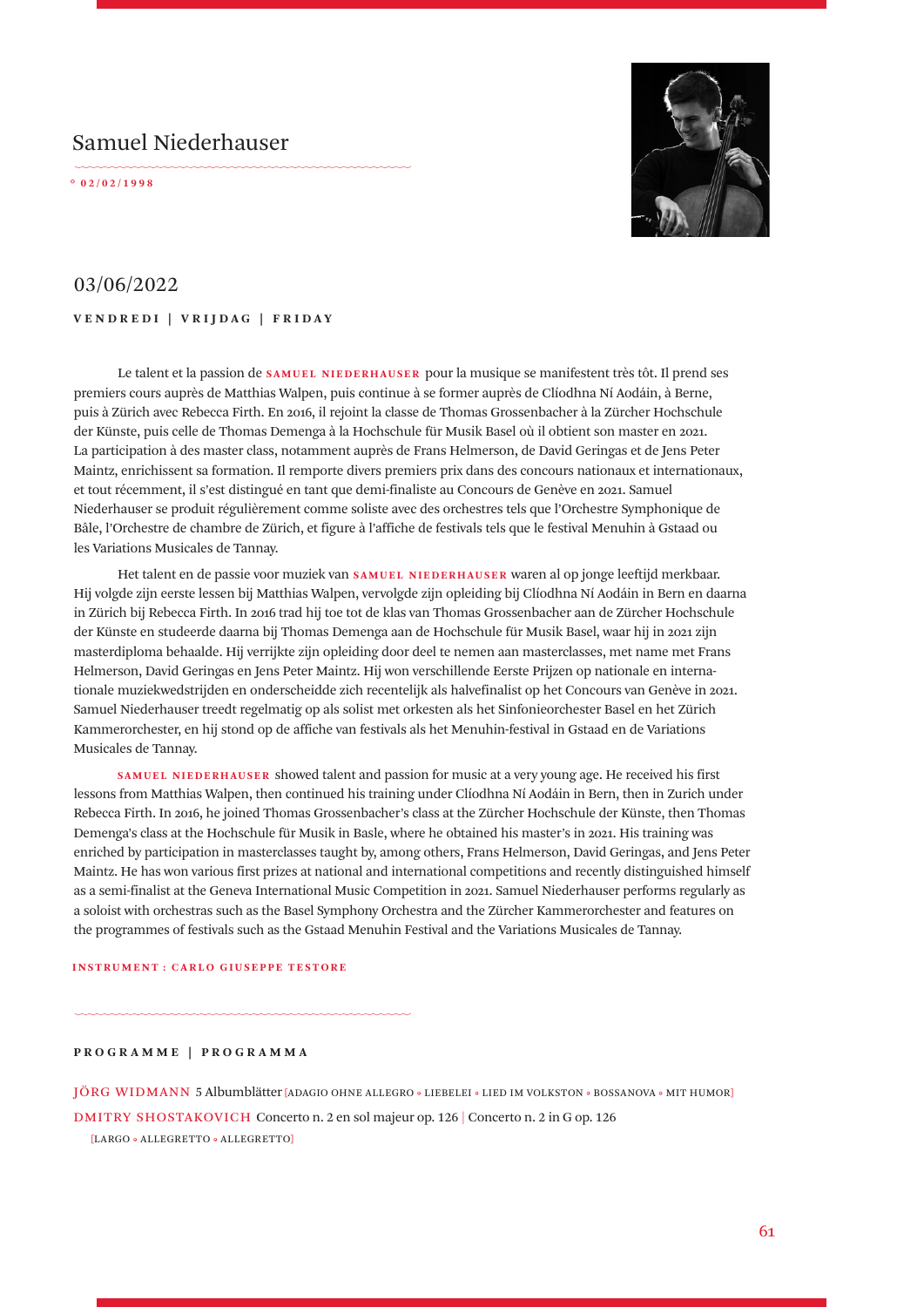## Samuel Niederhauser

° 02/02/1998

## 03/06/2022

**VENDREDI | VRIJDAG | FRIDAY**

Le talent et la passion de **SAMUEL NIEDERHAUSER** pour la musique se manifestent très tôt. Il prend ses premiers cours auprès de Matthias Walpen, puis continue à se former auprès de Clíodhna Ní Aodáin, à Berne, puis à Zürich avec Rebecca Firth. En 2016, il rejoint la classe de Thomas Grossenbacher à la Zürcher Hochschule der Künste, puis celle de Thomas Demenga à la Hochschule für Musik Basel où il obtient son master en 2021. La participation à des master class, notamment auprès de Frans Helmerson, de David Geringas et de Jens Peter Maintz, enrichissent sa formation. Il remporte divers premiers prix dans des concours nationaux et internationaux, et tout récemment, il s'est distingué en tant que demi-finaliste au Concours de Genève en 2021. Samuel Niederhauser se produit régulièrement comme soliste avec des orchestres tels que l'Orchestre Symphonique de Bâle, l'Orchestre de chambre de Zürich, et figure à l'affiche de festivals tels que le festival Menuhin à Gstaad ou les Variations Musicales de Tannay.

Het talent en de passie voor muziek van **SAMUEL NIEDERHAUSER** waren al op jonge leeftijd merkbaar. Hij volgde zijn eerste lessen bij Matthias Walpen, vervolgde zijn opleiding bij Clíodhna Ní Aodáin in Bern en daarna in Zürich bij Rebecca Firth. In 2016 trad hij toe tot de klas van Thomas Grossenbacher aan de Zürcher Hochschule der Künste en studeerde daarna bij Thomas Demenga aan de Hochschule für Musik Basel, waar hij in 2021 zijn masterdiploma behaalde. Hij verrijkte zijn opleiding door deel te nemen aan masterclasses, met name met Frans Helmerson, David Geringas en Jens Peter Maintz. Hij won verschillende Eerste Prijzen op nationale en internationale muziekwedstrijden en onderscheidde zich recentelijk als halvefinalist op het Concours van Genève in 2021. Samuel Niederhauser treedt regelmatig op als solist met orkesten als het Sinfonieorchester Basel en het Zürich Kammerorchester, en hij stond op de affiche van festivals als het Menuhin-festival in Gstaad en de Variations Musicales de Tannay.

**SAMUEL NIEDERHAUSER** showed talent and passion for music at a very young age. He received his first lessons from Matthias Walpen, then continued his training under Clíodhna Ní Aodáin in Bern, then in Zurich under Rebecca Firth. In 2016, he joined Thomas Grossenbacher's class at the Zürcher Hochschule der Künste, then Thomas Demenga's class at the Hochschule für Musik in Basle, where he obtained his master's in 2021. His training was enriched by participation in masterclasses taught by, among others, Frans Helmerson, David Geringas, and Jens Peter Maintz. He has won various first prizes at national and international competitions and recently distinguished himself as a semi-finalist at the Geneva International Music Competition in 2021. Samuel Niederhauser performs regularly as a soloist with orchestras such as the Basel Symphony Orchestra and the Zürcher Kammerorchester and features on the programmes of festivals such as the Gstaad Menuhin Festival and the Variations Musicales de Tannay.

**INSTRUMENT : CARLO GIUSEPPE TESTORE**

**PROGRAMME | PROGRAMMA**

JÖRG WIDMANN 5 Albumblätter [ADAGIO OHNE ALLEGRO • LIEBELEI • LIED IM VOLKSTON • BOSSANOVA • MIT HUMOR]

DMITRY SHOSTAKOVICH Concerto n. 2 en sol majeur op. 126 | Concerto n. 2 in G op. 126
[LARGO • ALLEGRETTO • ALLEGRETTO]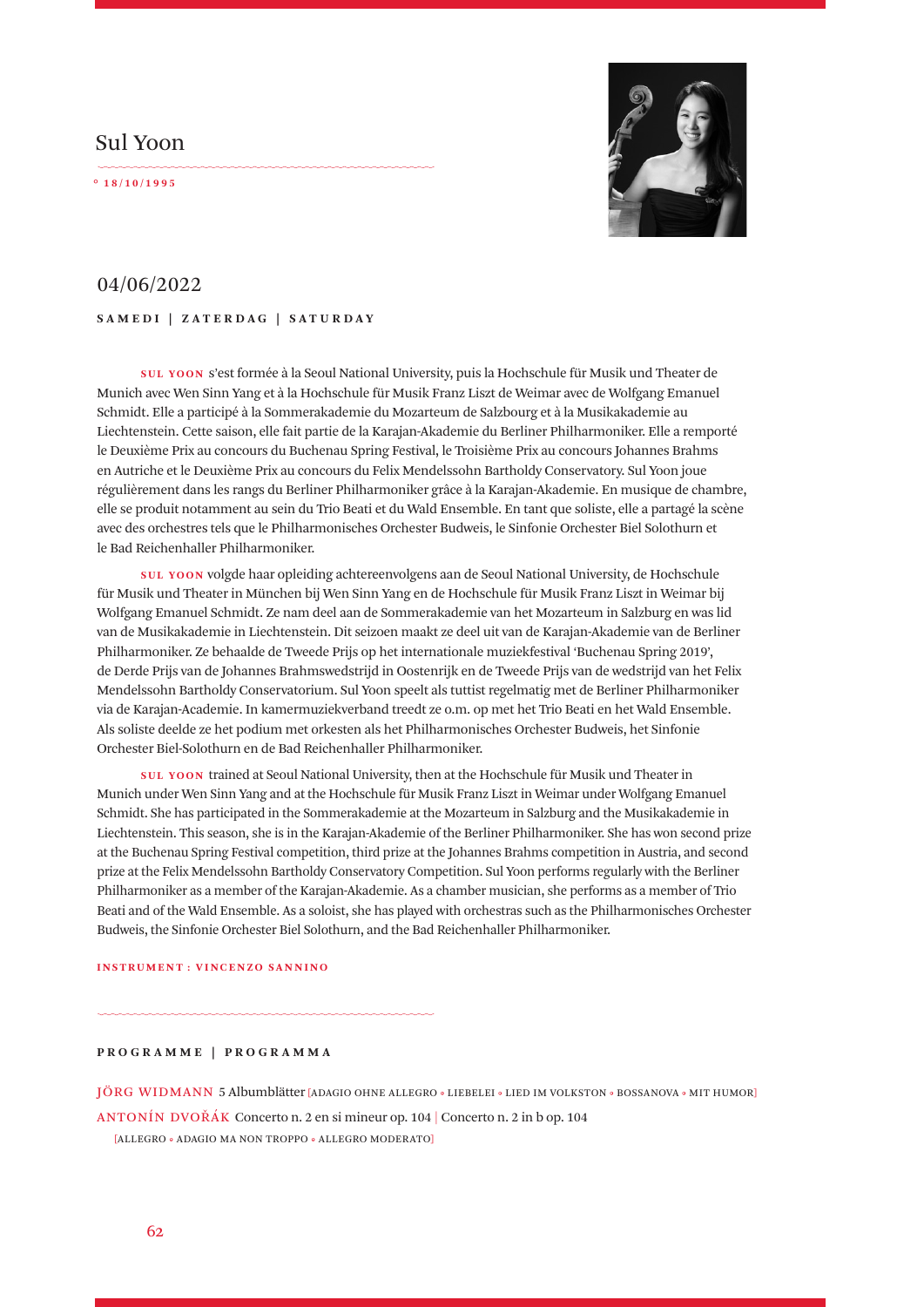## Sul Yoon

° 18/10/1995

## 04/06/2022

**SAMEDI | ZATERDAG | SATURDAY**

**SUL YOON** s'est formée à la Seoul National University, puis la Hochschule für Musik und Theater de Munich avec Wen Sinn Yang et à la Hochschule für Musik Franz Liszt de Weimar avec de Wolfgang Emanuel Schmidt. Elle a participé à la Sommerakademie du Mozarteum de Salzbourg et à la Musikakademie au Liechtenstein. Cette saison, elle fait partie de la Karajan-Akademie du Berliner Philharmoniker. Elle a remporté le Deuxième Prix au concours du Buchenau Spring Festival, le Troisième Prix au concours Johannes Brahms en Autriche et le Deuxième Prix au concours du Felix Mendelssohn Bartholdy Conservatory. Sul Yoon joue régulièrement dans les rangs du Berliner Philharmoniker grâce à la Karajan-Akademie. En musique de chambre, elle se produit notamment au sein du Trio Beati et du Wald Ensemble. En tant que soliste, elle a partagé la scène avec des orchestres tels que le Philharmonisches Orchester Budweis, le Sinfonie Orchester Biel Solothurn et le Bad Reichenhaller Philharmoniker.

**SUL YOON** volgde haar opleiding achtereenvolgens aan de Seoul National University, de Hochschule für Musik und Theater in München bij Wen Sinn Yang en de Hochschule für Musik Franz Liszt in Weimar bij Wolfgang Emanuel Schmidt. Ze nam deel aan de Sommerakademie van het Mozarteum in Salzburg en was lid van de Musikakademie in Liechtenstein. Dit seizoen maakt ze deel uit van de Karajan-Akademie van de Berliner Philharmoniker. Ze behaalde de Tweede Prijs op het internationale muziekfestival 'Buchenau Spring 2019', de Derde Prijs van de Johannes Brahmswedstrijd in Oostenrijk en de Tweede Prijs van de wedstrijd van het Felix Mendelssohn Bartholdy Conservatorium. Sul Yoon speelt als tuttist regelmatig met de Berliner Philharmoniker via de Karajan-Academie. In kamermuziekverband treedt ze o.m. op met het Trio Beati en het Wald Ensemble. Als soliste deelde ze het podium met orkesten als het Philharmonisches Orchester Budweis, het Sinfonie Orchester Biel-Solothurn en de Bad Reichenhaller Philharmoniker.

**SUL YOON** trained at Seoul National University, then at the Hochschule für Musik und Theater in Munich under Wen Sinn Yang and at the Hochschule für Musik Franz Liszt in Weimar under Wolfgang Emanuel Schmidt. She has participated in the Sommerakademie at the Mozarteum in Salzburg and the Musikakademie in Liechtenstein. This season, she is in the Karajan-Akademie of the Berliner Philharmoniker. She has won second prize at the Buchenau Spring Festival competition, third prize at the Johannes Brahms competition in Austria, and second prize at the Felix Mendelssohn Bartholdy Conservatory Competition. Sul Yoon performs regularly with the Berliner Philharmoniker as a member of the Karajan-Akademie. As a chamber musician, she performs as a member of Trio Beati and of the Wald Ensemble. As a soloist, she has played with orchestras such as the Philharmonisches Orchester Budweis, the Sinfonie Orchester Biel Solothurn, and the Bad Reichenhaller Philharmoniker.

**INSTRUMENT : VINCENZO SANNINO**

**PROGRAMME | PROGRAMMA**

JÖRG WIDMANN 5 Albumblätter [ADAGIO OHNE ALLEGRO • LIEBELEI • LIED IM VOLKSTON • BOSSANOVA • MIT HUMOR]

ANTONÍN DVOŘÁK Concerto n. 2 en si mineur op. 104 | Concerto n. 2 in b op. 104
[ALLEGRO • ADAGIO MA NON TROPPO • ALLEGRO MODERATO]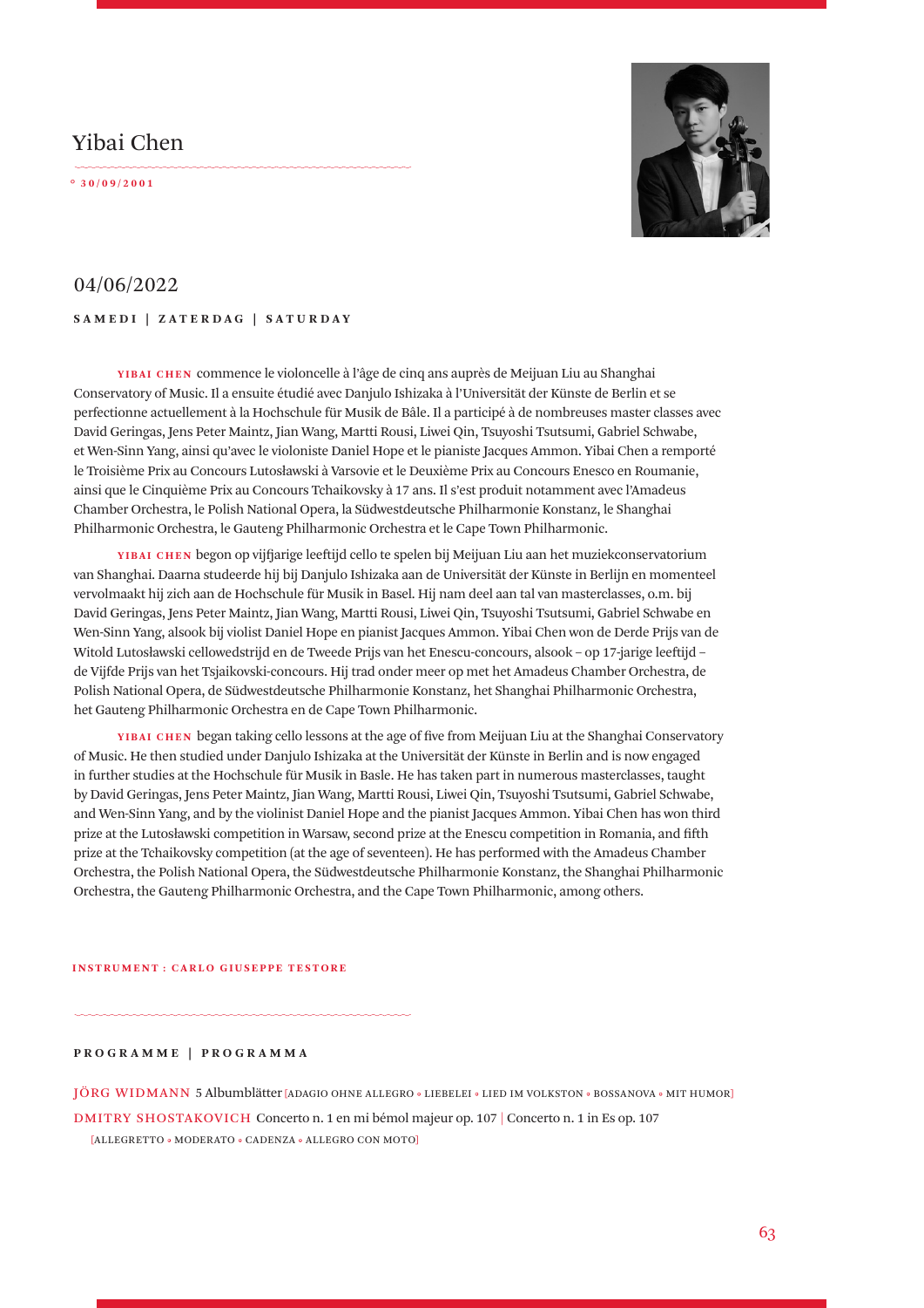# Yibai Chen

° 30/09/2001

## 04/06/2022

**SAMEDI | ZATERDAG | SATURDAY**

**YIBAI CHEN** commence le violoncelle à l'âge de cinq ans auprès de Meijuan Liu au Shanghai Conservatory of Music. Il a ensuite étudié avec Danjulo Ishizaka à l'Universität der Künste de Berlin et se perfectionne actuellement à la Hochschule für Musik de Bâle. Il a participé à de nombreuses master classes avec David Geringas, Jens Peter Maintz, Jian Wang, Martti Rousi, Liwei Qin, Tsuyoshi Tsutsumi, Gabriel Schwabe, et Wen-Sinn Yang, ainsi qu'avec le violoniste Daniel Hope et le pianiste Jacques Ammon. Yibai Chen a remporté le Troisième Prix au Concours Lutosławski à Varsovie et le Deuxième Prix au Concours Enesco en Roumanie, ainsi que le Cinquième Prix au Concours Tchaikovsky à 17 ans. Il s'est produit notamment avec l'Amadeus Chamber Orchestra, le Polish National Opera, la Südwestdeutsche Philharmonie Konstanz, le Shanghai Philharmonic Orchestra, le Gauteng Philharmonic Orchestra et le Cape Town Philharmonic.

**YIBAI CHEN** begon op vijfjarige leeftijd cello te spelen bij Meijuan Liu aan het muziekconservatorium van Shanghai. Daarna studeerde hij bij Danjulo Ishizaka aan de Universität der Künste in Berlijn en momenteel vervolmaakt hij zich aan de Hochschule für Musik in Basel. Hij nam deel aan tal van masterclasses, o.m. bij David Geringas, Jens Peter Maintz, Jian Wang, Martti Rousi, Liwei Qin, Tsuyoshi Tsutsumi, Gabriel Schwabe en Wen-Sinn Yang, alsook bij violist Daniel Hope en pianist Jacques Ammon. Yibai Chen won de Derde Prijs van de Witold Lutosławski cellowedstrijd en de Tweede Prijs van het Enescu-concours, alsook – op 17-jarige leeftijd – de Vijfde Prijs van het Tsjaikovski-concours. Hij trad onder meer op met het Amadeus Chamber Orchestra, de Polish National Opera, de Südwestdeutsche Philharmonie Konstanz, het Shanghai Philharmonic Orchestra, het Gauteng Philharmonic Orchestra en de Cape Town Philharmonic.

**YIBAI CHEN** began taking cello lessons at the age of five from Meijuan Liu at the Shanghai Conservatory of Music. He then studied under Danjulo Ishizaka at the Universität der Künste in Berlin and is now engaged in further studies at the Hochschule für Musik in Basle. He has taken part in numerous masterclasses, taught by David Geringas, Jens Peter Maintz, Jian Wang, Martti Rousi, Liwei Qin, Tsuyoshi Tsutsumi, Gabriel Schwabe, and Wen-Sinn Yang, and by the violinist Daniel Hope and the pianist Jacques Ammon. Yibai Chen has won third prize at the Lutosławski competition in Warsaw, second prize at the Enescu competition in Romania, and fifth prize at the Tchaikovsky competition (at the age of seventeen). He has performed with the Amadeus Chamber Orchestra, the Polish National Opera, the Südwestdeutsche Philharmonie Konstanz, the Shanghai Philharmonic Orchestra, the Gauteng Philharmonic Orchestra, and the Cape Town Philharmonic, among others.

INSTRUMENT : CARLO GIUSEPPE TESTORE

**PROGRAMME | PROGRAMMA**

JÖRG WIDMANN 5 Albumblätter [ADAGIO OHNE ALLEGRO ◦ LIEBELEI ◦ LIED IM VOLKSTON ◦ BOSSANOVA ◦ MIT HUMOR]

DMITRY SHOSTAKOVICH Concerto n. 1 en mi bémol majeur op. 107 | Concerto n. 1 in Es op. 107
[ALLEGRETTO ◦ MODERATO ◦ CADENZA ◦ ALLEGRO CON MOTO]